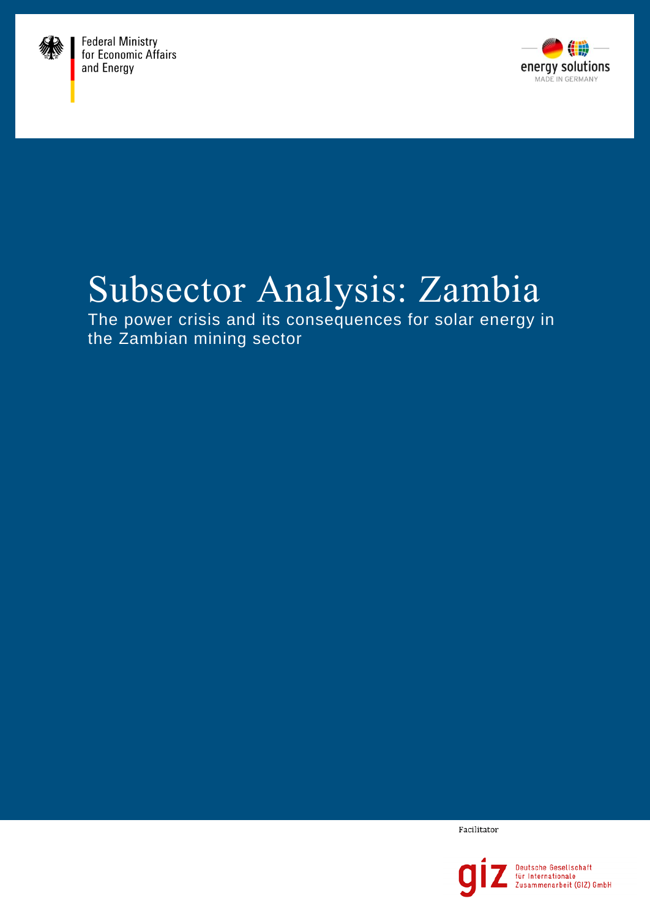Federal Ministry for Economic Affairs and Energy

energy solutions
MADE IN GERMANY

# Subsector Analysis: Zambia

The power crisis and its consequences for solar energy in the Zambian mining sector

Facilitator

Deutsche Gesellschaft für Internationale Zusammenarbeit (GIZ) GmbH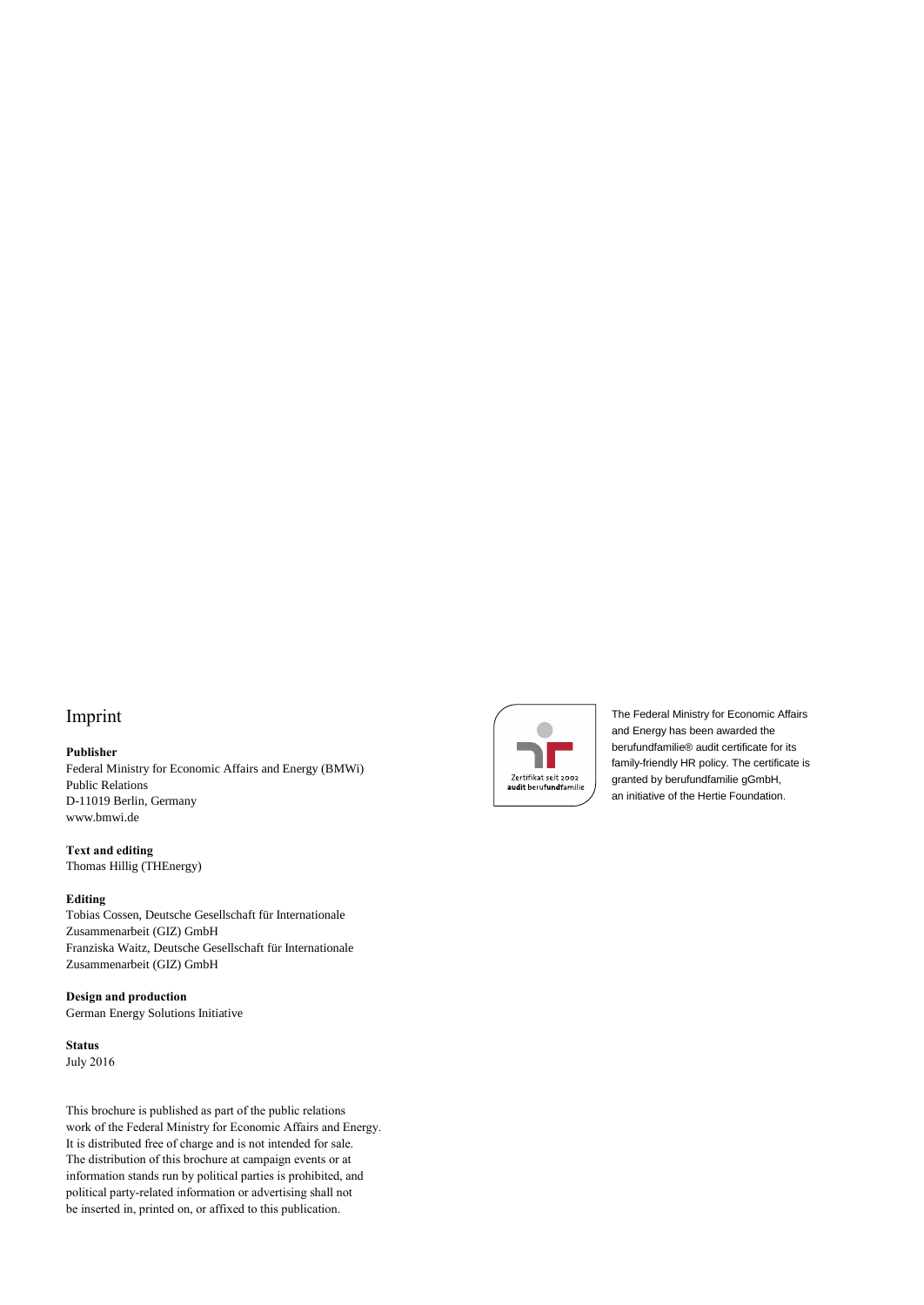# Imprint

**Publisher**
Federal Ministry for Economic Affairs and Energy (BMWi)
Public Relations
D-11019 Berlin, Germany
www.bmwi.de

**Text and editing**
Thomas Hillig (THEnergy)

**Editing**
Tobias Cossen, Deutsche Gesellschaft für Internationale Zusammenarbeit (GIZ) GmbH
Franziska Waitz, Deutsche Gesellschaft für Internationale Zusammenarbeit (GIZ) GmbH

**Design and production**
German Energy Solutions Initiative

**Status**
July 2016

This brochure is published as part of the public relations work of the Federal Ministry for Economic Affairs and Energy. It is distributed free of charge and is not intended for sale. The distribution of this brochure at campaign events or at information stands run by political parties is prohibited, and political party-related information or advertising shall not be inserted in, printed on, or affixed to this publication.

Zertifikat seit 2002
audit berufundfamilie

The Federal Ministry for Economic Affairs and Energy has been awarded the berufundfamilie® audit certificate for its family-friendly HR policy. The certificate is granted by berufundfamilie gGmbH, an initiative of the Hertie Foundation.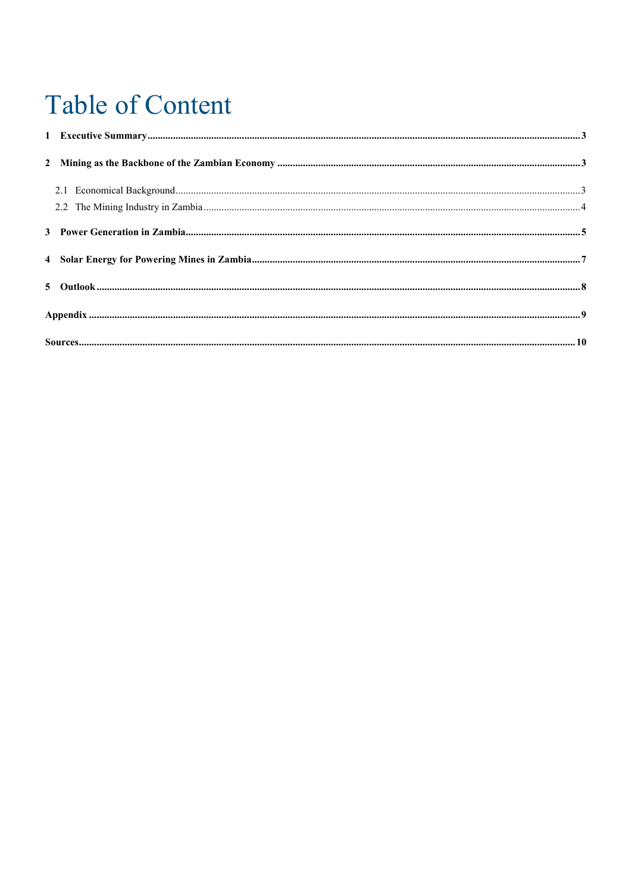# Table of Content

**1 Executive Summary** .......... **3**

**2 Mining as the Backbone of the Zambian Economy** .......... **3**

2.1 Economical Background .......... 3

2.2 The Mining Industry in Zambia .......... 4

**3 Power Generation in Zambia** .......... **5**

**4 Solar Energy for Powering Mines in Zambia** .......... **7**

**5 Outlook** .......... **8**

**Appendix** .......... **9**

**Sources** .......... **10**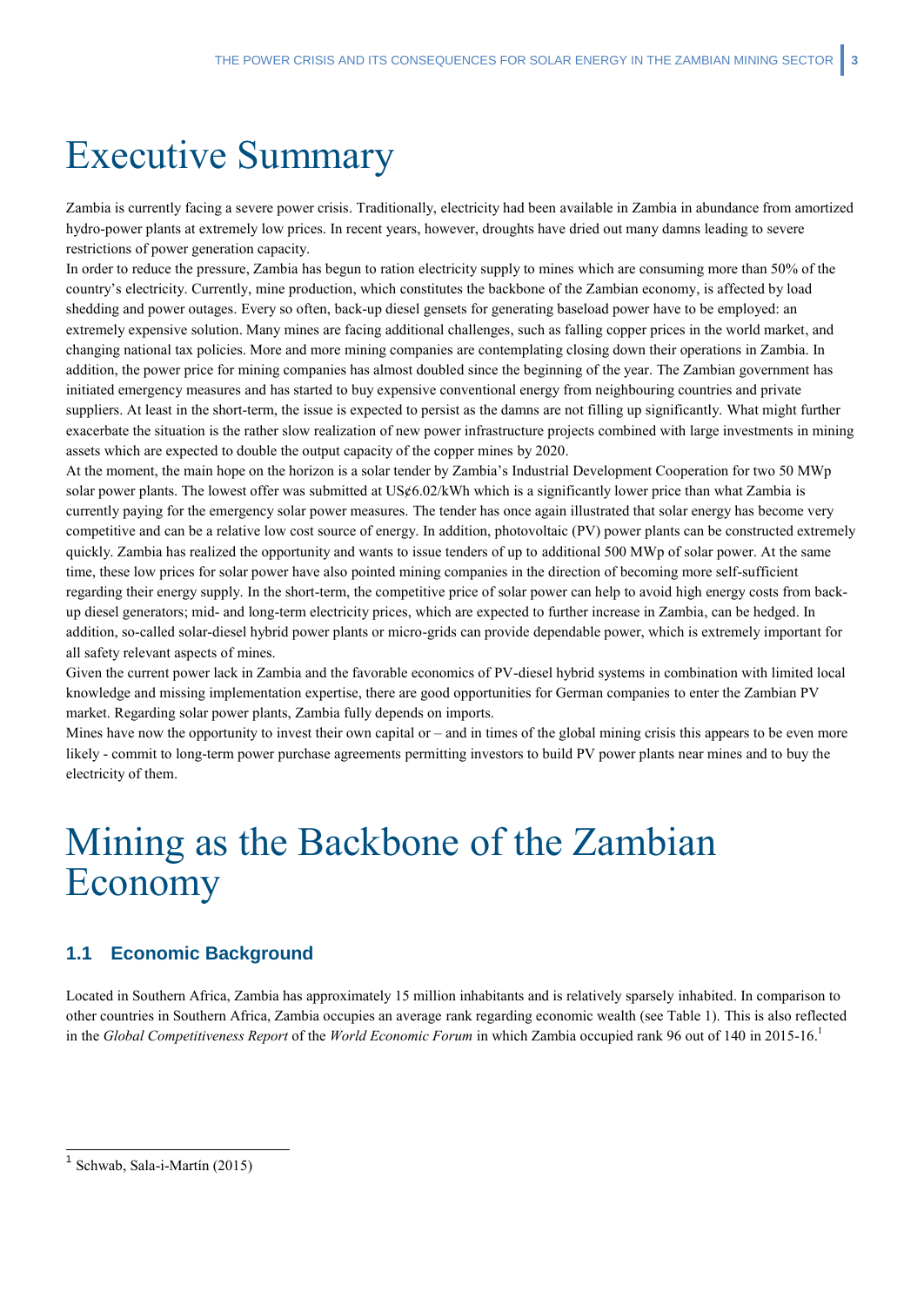# Executive Summary

Zambia is currently facing a severe power crisis. Traditionally, electricity had been available in Zambia in abundance from amortized hydro-power plants at extremely low prices. In recent years, however, droughts have dried out many damns leading to severe restrictions of power generation capacity.

In order to reduce the pressure, Zambia has begun to ration electricity supply to mines which are consuming more than 50% of the country's electricity. Currently, mine production, which constitutes the backbone of the Zambian economy, is affected by load shedding and power outages. Every so often, back-up diesel gensets for generating baseload power have to be employed: an extremely expensive solution. Many mines are facing additional challenges, such as falling copper prices in the world market, and changing national tax policies. More and more mining companies are contemplating closing down their operations in Zambia. In addition, the power price for mining companies has almost doubled since the beginning of the year. The Zambian government has initiated emergency measures and has started to buy expensive conventional energy from neighbouring countries and private suppliers. At least in the short-term, the issue is expected to persist as the damns are not filling up significantly. What might further exacerbate the situation is the rather slow realization of new power infrastructure projects combined with large investments in mining assets which are expected to double the output capacity of the copper mines by 2020.

At the moment, the main hope on the horizon is a solar tender by Zambia's Industrial Development Cooperation for two 50 MWp solar power plants. The lowest offer was submitted at US¢6.02/kWh which is a significantly lower price than what Zambia is currently paying for the emergency solar power measures. The tender has once again illustrated that solar energy has become very competitive and can be a relative low cost source of energy. In addition, photovoltaic (PV) power plants can be constructed extremely quickly. Zambia has realized the opportunity and wants to issue tenders of up to additional 500 MWp of solar power. At the same time, these low prices for solar power have also pointed mining companies in the direction of becoming more self-sufficient regarding their energy supply. In the short-term, the competitive price of solar power can help to avoid high energy costs from back-up diesel generators; mid- and long-term electricity prices, which are expected to further increase in Zambia, can be hedged. In addition, so-called solar-diesel hybrid power plants or micro-grids can provide dependable power, which is extremely important for all safety relevant aspects of mines.

Given the current power lack in Zambia and the favorable economics of PV-diesel hybrid systems in combination with limited local knowledge and missing implementation expertise, there are good opportunities for German companies to enter the Zambian PV market. Regarding solar power plants, Zambia fully depends on imports.

Mines have now the opportunity to invest their own capital or – and in times of the global mining crisis this appears to be even more likely - commit to long-term power purchase agreements permitting investors to build PV power plants near mines and to buy the electricity of them.

# Mining as the Backbone of the Zambian Economy

## 1.1 Economic Background

Located in Southern Africa, Zambia has approximately 15 million inhabitants and is relatively sparsely inhabited. In comparison to other countries in Southern Africa, Zambia occupies an average rank regarding economic wealth (see Table 1). This is also reflected in the *Global Competitiveness Report* of the *World Economic Forum* in which Zambia occupied rank 96 out of 140 in 2015-16.[1]

[1] Schwab, Sala-i-Martín (2015)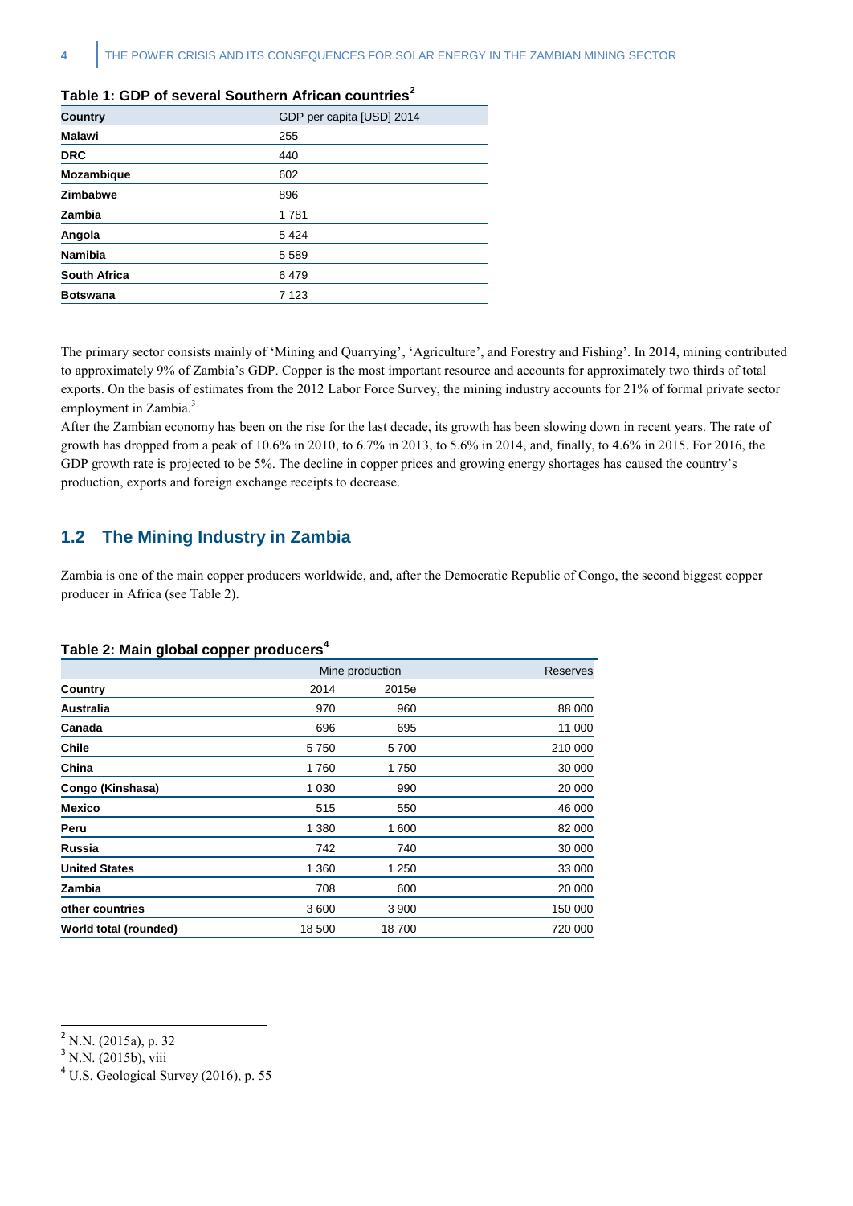**Table 1: GDP of several Southern African countries[2]**

| Country | GDP per capita [USD] 2014 |
|---|---|
| **Malawi** | 255 |
| **DRC** | 440 |
| **Mozambique** | 602 |
| **Zimbabwe** | 896 |
| **Zambia** | 1 781 |
| **Angola** | 5 424 |
| **Namibia** | 5 589 |
| **South Africa** | 6 479 |
| **Botswana** | 7 123 |

The primary sector consists mainly of 'Mining and Quarrying', 'Agriculture', and Forestry and Fishing'. In 2014, mining contributed to approximately 9% of Zambia's GDP. Copper is the most important resource and accounts for approximately two thirds of total exports. On the basis of estimates from the 2012 Labor Force Survey, the mining industry accounts for 21% of formal private sector employment in Zambia.[3]

After the Zambian economy has been on the rise for the last decade, its growth has been slowing down in recent years. The rate of growth has dropped from a peak of 10.6% in 2010, to 6.7% in 2013, to 5.6% in 2014, and, finally, to 4.6% in 2015. For 2016, the GDP growth rate is projected to be 5%. The decline in copper prices and growing energy shortages has caused the country's production, exports and foreign exchange receipts to decrease.

## 1.2 The Mining Industry in Zambia

Zambia is one of the main copper producers worldwide, and, after the Democratic Republic of Congo, the second biggest copper producer in Africa (see Table 2).

**Table 2: Main global copper producers[4]**

| | Mine production | | Reserves |
|---|---|---|---|
| **Country** | 2014 | 2015e | |
| **Australia** | 970 | 960 | 88 000 |
| **Canada** | 696 | 695 | 11 000 |
| **Chile** | 5 750 | 5 700 | 210 000 |
| **China** | 1 760 | 1 750 | 30 000 |
| **Congo (Kinshasa)** | 1 030 | 990 | 20 000 |
| **Mexico** | 515 | 550 | 46 000 |
| **Peru** | 1 380 | 1 600 | 82 000 |
| **Russia** | 742 | 740 | 30 000 |
| **United States** | 1 360 | 1 250 | 33 000 |
| **Zambia** | 708 | 600 | 20 000 |
| **other countries** | 3 600 | 3 900 | 150 000 |
| **World total (rounded)** | 18 500 | 18 700 | 720 000 |

---

[2] N.N. (2015a), p. 32

[3] N.N. (2015b), viii

[4] U.S. Geological Survey (2016), p. 55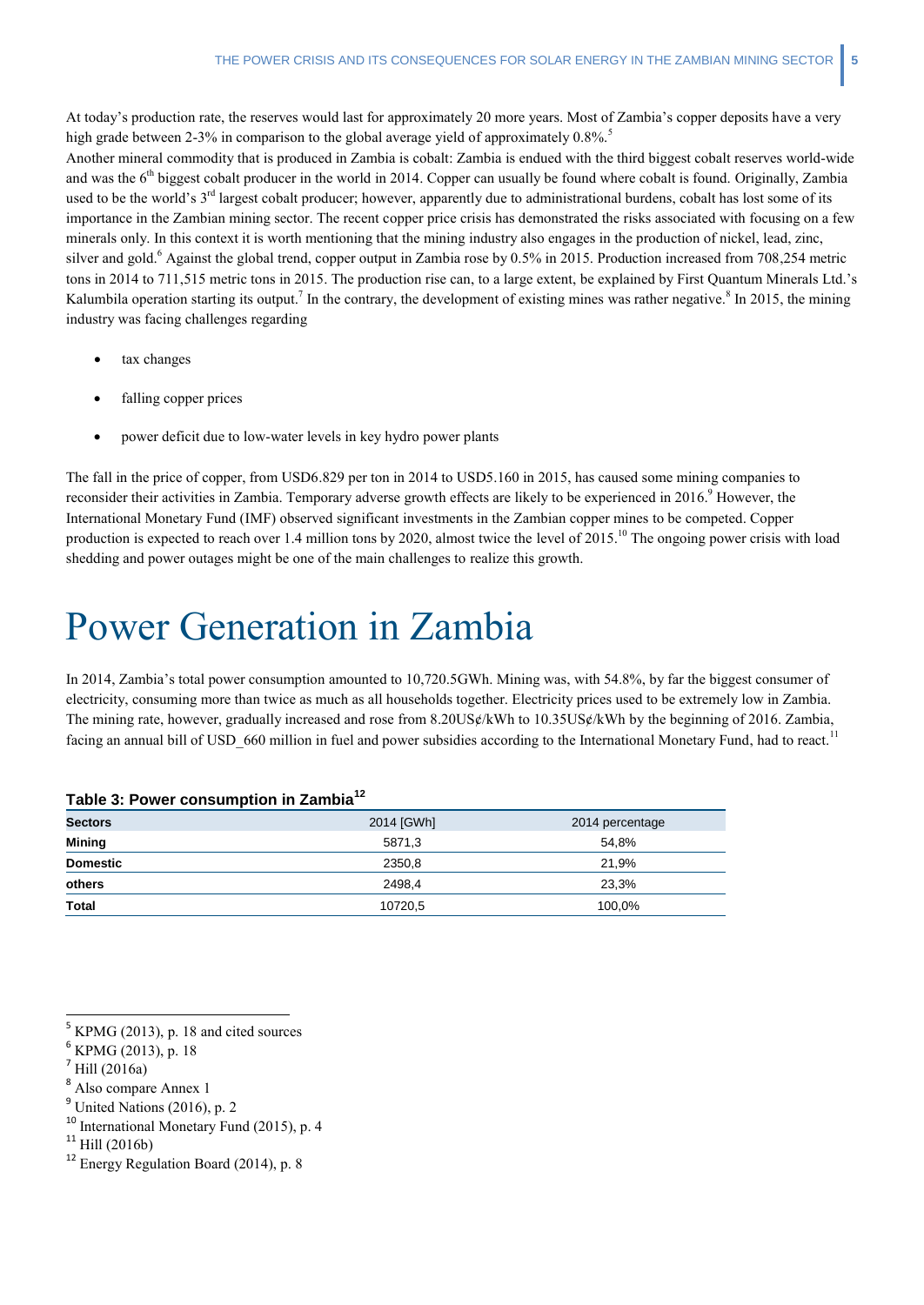At today's production rate, the reserves would last for approximately 20 more years. Most of Zambia's copper deposits have a very high grade between 2-3% in comparison to the global average yield of approximately 0.8%.[5]

Another mineral commodity that is produced in Zambia is cobalt: Zambia is endued with the third biggest cobalt reserves world-wide and was the 6th biggest cobalt producer in the world in 2014. Copper can usually be found where cobalt is found. Originally, Zambia used to be the world's 3rd largest cobalt producer; however, apparently due to administrational burdens, cobalt has lost some of its importance in the Zambian mining sector. The recent copper price crisis has demonstrated the risks associated with focusing on a few minerals only. In this context it is worth mentioning that the mining industry also engages in the production of nickel, lead, zinc, silver and gold.[6] Against the global trend, copper output in Zambia rose by 0.5% in 2015. Production increased from 708,254 metric tons in 2014 to 711,515 metric tons in 2015. The production rise can, to a large extent, be explained by First Quantum Minerals Ltd.'s Kalumbila operation starting its output.[7] In the contrary, the development of existing mines was rather negative.[8] In 2015, the mining industry was facing challenges regarding

- tax changes
- falling copper prices
- power deficit due to low-water levels in key hydro power plants

The fall in the price of copper, from USD6.829 per ton in 2014 to USD5.160 in 2015, has caused some mining companies to reconsider their activities in Zambia. Temporary adverse growth effects are likely to be experienced in 2016.[9] However, the International Monetary Fund (IMF) observed significant investments in the Zambian copper mines to be competed. Copper production is expected to reach over 1.4 million tons by 2020, almost twice the level of 2015.[10] The ongoing power crisis with load shedding and power outages might be one of the main challenges to realize this growth.

# Power Generation in Zambia

In 2014, Zambia's total power consumption amounted to 10,720.5GWh. Mining was, with 54.8%, by far the biggest consumer of electricity, consuming more than twice as much as all households together. Electricity prices used to be extremely low in Zambia. The mining rate, however, gradually increased and rose from 8.20US¢/kWh to 10.35US¢/kWh by the beginning of 2016. Zambia, facing an annual bill of USD_660 million in fuel and power subsidies according to the International Monetary Fund, had to react.[11]

**Table 3: Power consumption in Zambia[12]**

| Sectors | 2014 [GWh] | 2014 percentage |
|---|---|---|
| **Mining** | 5871,3 | 54,8% |
| **Domestic** | 2350,8 | 21,9% |
| **others** | 2498,4 | 23,3% |
| **Total** | 10720,5 | 100,0% |

[5] KPMG (2013), p. 18 and cited sources

[6] KPMG (2013), p. 18

[7] Hill (2016a)

[8] Also compare Annex 1

[9] United Nations (2016), p. 2

[10] International Monetary Fund (2015), p. 4

[11] Hill (2016b)

[12] Energy Regulation Board (2014), p. 8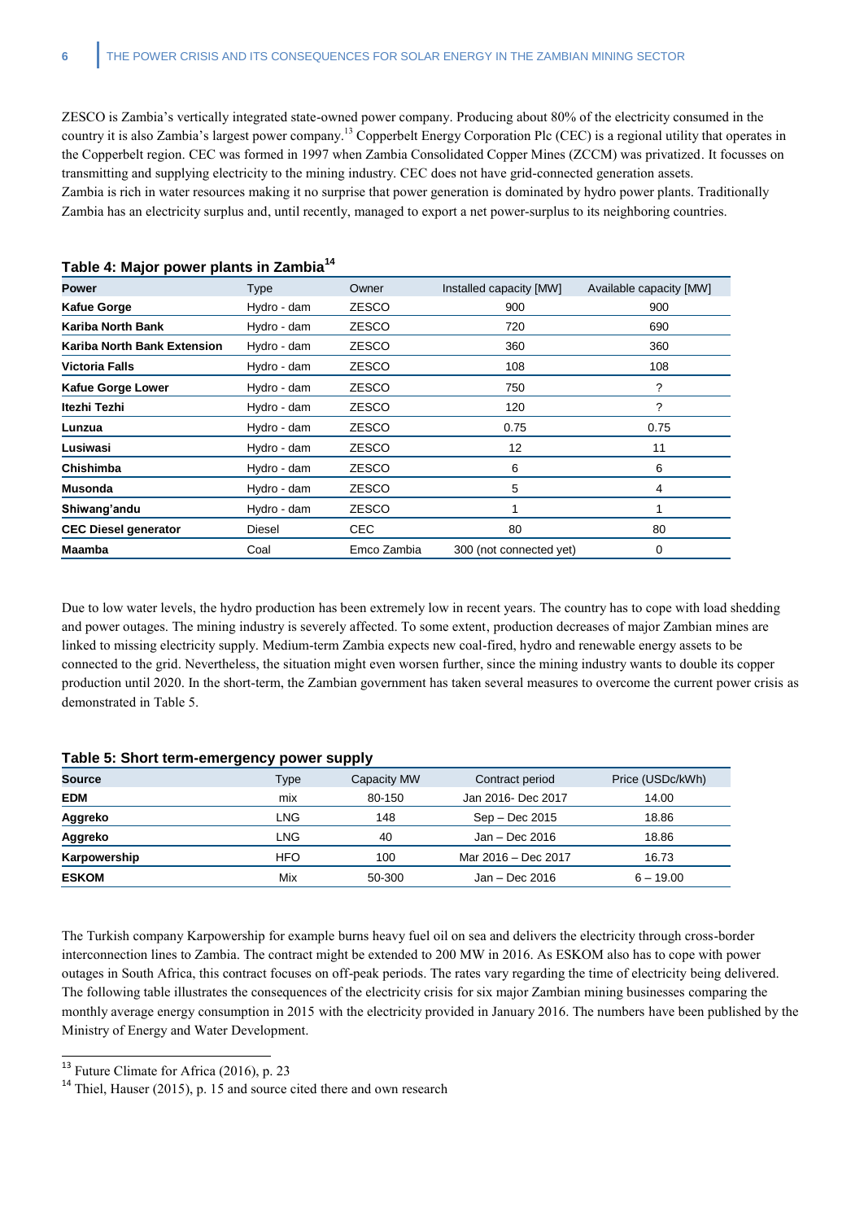ZESCO is Zambia's vertically integrated state-owned power company. Producing about 80% of the electricity consumed in the country it is also Zambia's largest power company.[13] Copperbelt Energy Corporation Plc (CEC) is a regional utility that operates in the Copperbelt region. CEC was formed in 1997 when Zambia Consolidated Copper Mines (ZCCM) was privatized. It focusses on transmitting and supplying electricity to the mining industry. CEC does not have grid-connected generation assets.
Zambia is rich in water resources making it no surprise that power generation is dominated by hydro power plants. Traditionally Zambia has an electricity surplus and, until recently, managed to export a net power-surplus to its neighboring countries.

**Table 4: Major power plants in Zambia[14]**

| Power | Type | Owner | Installed capacity [MW] | Available capacity [MW] |
|---|---|---|---|---|
| **Kafue Gorge** | Hydro - dam | ZESCO | 900 | 900 |
| **Kariba North Bank** | Hydro - dam | ZESCO | 720 | 690 |
| **Kariba North Bank Extension** | Hydro - dam | ZESCO | 360 | 360 |
| **Victoria Falls** | Hydro - dam | ZESCO | 108 | 108 |
| **Kafue Gorge Lower** | Hydro - dam | ZESCO | 750 | ? |
| **Itezhi Tezhi** | Hydro - dam | ZESCO | 120 | ? |
| **Lunzua** | Hydro - dam | ZESCO | 0.75 | 0.75 |
| **Lusiwasi** | Hydro - dam | ZESCO | 12 | 11 |
| **Chishimba** | Hydro - dam | ZESCO | 6 | 6 |
| **Musonda** | Hydro - dam | ZESCO | 5 | 4 |
| **Shiwang'andu** | Hydro - dam | ZESCO | 1 | 1 |
| **CEC Diesel generator** | Diesel | CEC | 80 | 80 |
| **Maamba** | Coal | Emco Zambia | 300 (not connected yet) | 0 |

Due to low water levels, the hydro production has been extremely low in recent years. The country has to cope with load shedding and power outages. The mining industry is severely affected. To some extent, production decreases of major Zambian mines are linked to missing electricity supply. Medium-term Zambia expects new coal-fired, hydro and renewable energy assets to be connected to the grid. Nevertheless, the situation might even worsen further, since the mining industry wants to double its copper production until 2020. In the short-term, the Zambian government has taken several measures to overcome the current power crisis as demonstrated in Table 5.

**Table 5: Short term-emergency power supply**

| Source | Type | Capacity MW | Contract period | Price (USDc/kWh) |
|---|---|---|---|---|
| **EDM** | mix | 80-150 | Jan 2016- Dec 2017 | 14.00 |
| **Aggreko** | LNG | 148 | Sep – Dec 2015 | 18.86 |
| **Aggreko** | LNG | 40 | Jan – Dec 2016 | 18.86 |
| **Karpowership** | HFO | 100 | Mar 2016 – Dec 2017 | 16.73 |
| **ESKOM** | Mix | 50-300 | Jan – Dec 2016 | 6 – 19.00 |

The Turkish company Karpowership for example burns heavy fuel oil on sea and delivers the electricity through cross-border interconnection lines to Zambia. The contract might be extended to 200 MW in 2016. As ESKOM also has to cope with power outages in South Africa, this contract focuses on off-peak periods. The rates vary regarding the time of electricity being delivered. The following table illustrates the consequences of the electricity crisis for six major Zambian mining businesses comparing the monthly average energy consumption in 2015 with the electricity provided in January 2016. The numbers have been published by the Ministry of Energy and Water Development.

[13] Future Climate for Africa (2016), p. 23

[14] Thiel, Hauser (2015), p. 15 and source cited there and own research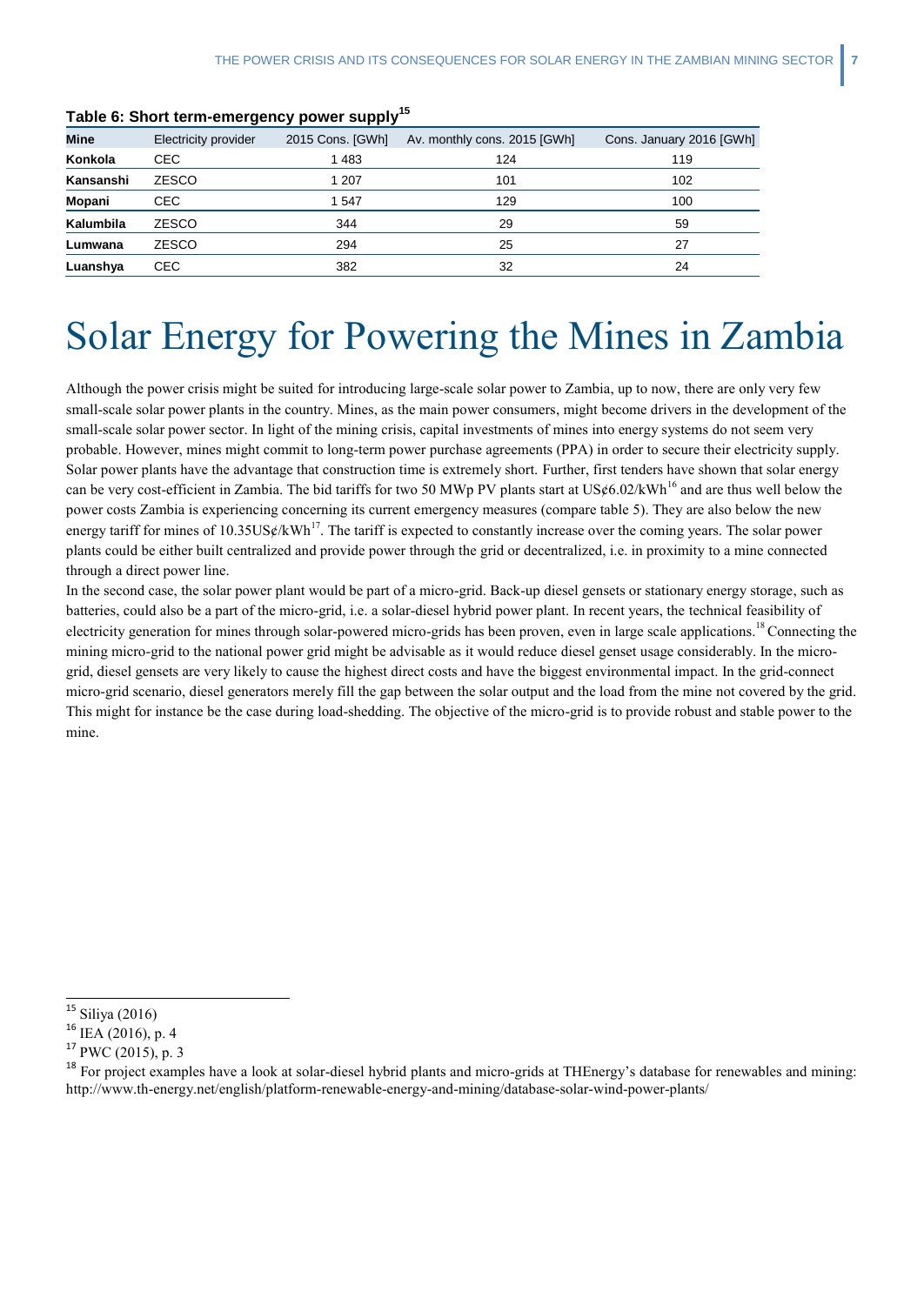**Table 6: Short term-emergency power supply**[15]

| Mine | Electricity provider | 2015 Cons. [GWh] | Av. monthly cons. 2015 [GWh] | Cons. January 2016 [GWh] |
|---|---|---|---|---|
| **Konkola** | CEC | 1 483 | 124 | 119 |
| **Kansanshi** | ZESCO | 1 207 | 101 | 102 |
| **Mopani** | CEC | 1 547 | 129 | 100 |
| **Kalumbila** | ZESCO | 344 | 29 | 59 |
| **Lumwana** | ZESCO | 294 | 25 | 27 |
| **Luanshya** | CEC | 382 | 32 | 24 |

# Solar Energy for Powering the Mines in Zambia

Although the power crisis might be suited for introducing large-scale solar power to Zambia, up to now, there are only very few small-scale solar power plants in the country. Mines, as the main power consumers, might become drivers in the development of the small-scale solar power sector. In light of the mining crisis, capital investments of mines into energy systems do not seem very probable. However, mines might commit to long-term power purchase agreements (PPA) in order to secure their electricity supply. Solar power plants have the advantage that construction time is extremely short. Further, first tenders have shown that solar energy can be very cost-efficient in Zambia. The bid tariffs for two 50 MWp PV plants start at US¢6.02/kWh[16] and are thus well below the power costs Zambia is experiencing concerning its current emergency measures (compare table 5). They are also below the new energy tariff for mines of 10.35US¢/kWh[17]. The tariff is expected to constantly increase over the coming years. The solar power plants could be either built centralized and provide power through the grid or decentralized, i.e. in proximity to a mine connected through a direct power line.

In the second case, the solar power plant would be part of a micro-grid. Back-up diesel gensets or stationary energy storage, such as batteries, could also be a part of the micro-grid, i.e. a solar-diesel hybrid power plant. In recent years, the technical feasibility of electricity generation for mines through solar-powered micro-grids has been proven, even in large scale applications.[18] Connecting the mining micro-grid to the national power grid might be advisable as it would reduce diesel genset usage considerably. In the micro-grid, diesel gensets are very likely to cause the highest direct costs and have the biggest environmental impact. In the grid-connect micro-grid scenario, diesel generators merely fill the gap between the solar output and the load from the mine not covered by the grid. This might for instance be the case during load-shedding. The objective of the micro-grid is to provide robust and stable power to the mine.

[15] Siliya (2016)

[16] IEA (2016), p. 4

[17] PWC (2015), p. 3

[18] For project examples have a look at solar-diesel hybrid plants and micro-grids at THEnergy's database for renewables and mining: http://www.th-energy.net/english/platform-renewable-energy-and-mining/database-solar-wind-power-plants/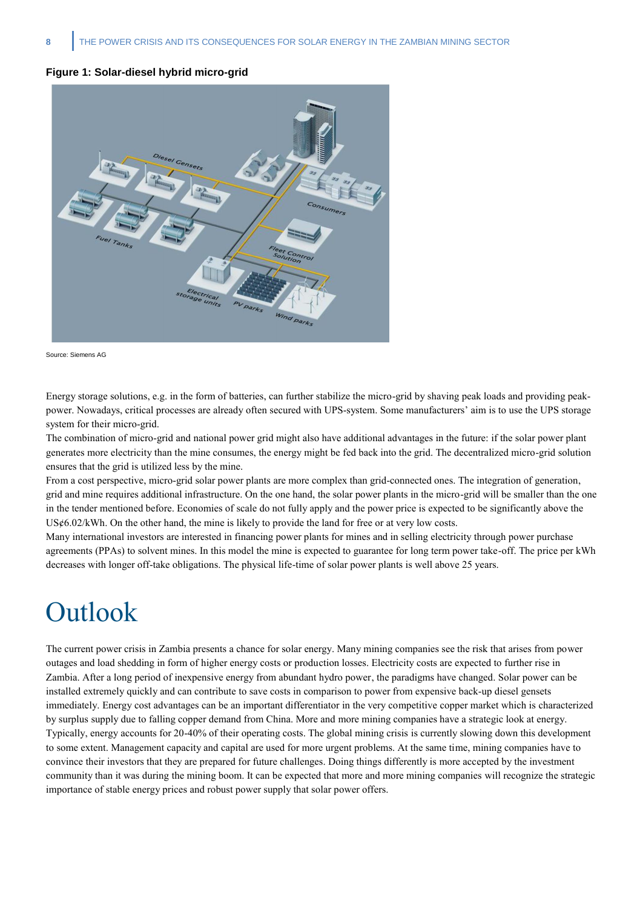**Figure 1: Solar-diesel hybrid micro-grid**

Source: Siemens AG

Energy storage solutions, e.g. in the form of batteries, can further stabilize the micro-grid by shaving peak loads and providing peak-power. Nowadays, critical processes are already often secured with UPS-system. Some manufacturers' aim is to use the UPS storage system for their micro-grid.

The combination of micro-grid and national power grid might also have additional advantages in the future: if the solar power plant generates more electricity than the mine consumes, the energy might be fed back into the grid. The decentralized micro-grid solution ensures that the grid is utilized less by the mine.

From a cost perspective, micro-grid solar power plants are more complex than grid-connected ones. The integration of generation, grid and mine requires additional infrastructure. On the one hand, the solar power plants in the micro-grid will be smaller than the one in the tender mentioned before. Economies of scale do not fully apply and the power price is expected to be significantly above the US¢6.02/kWh. On the other hand, the mine is likely to provide the land for free or at very low costs.

Many international investors are interested in financing power plants for mines and in selling electricity through power purchase agreements (PPAs) to solvent mines. In this model the mine is expected to guarantee for long term power take-off. The price per kWh decreases with longer off-take obligations. The physical life-time of solar power plants is well above 25 years.

# Outlook

The current power crisis in Zambia presents a chance for solar energy. Many mining companies see the risk that arises from power outages and load shedding in form of higher energy costs or production losses. Electricity costs are expected to further rise in Zambia. After a long period of inexpensive energy from abundant hydro power, the paradigms have changed. Solar power can be installed extremely quickly and can contribute to save costs in comparison to power from expensive back-up diesel gensets immediately. Energy cost advantages can be an important differentiator in the very competitive copper market which is characterized by surplus supply due to falling copper demand from China. More and more mining companies have a strategic look at energy. Typically, energy accounts for 20-40% of their operating costs. The global mining crisis is currently slowing down this development to some extent. Management capacity and capital are used for more urgent problems. At the same time, mining companies have to convince their investors that they are prepared for future challenges. Doing things differently is more accepted by the investment community than it was during the mining boom. It can be expected that more and more mining companies will recognize the strategic importance of stable energy prices and robust power supply that solar power offers.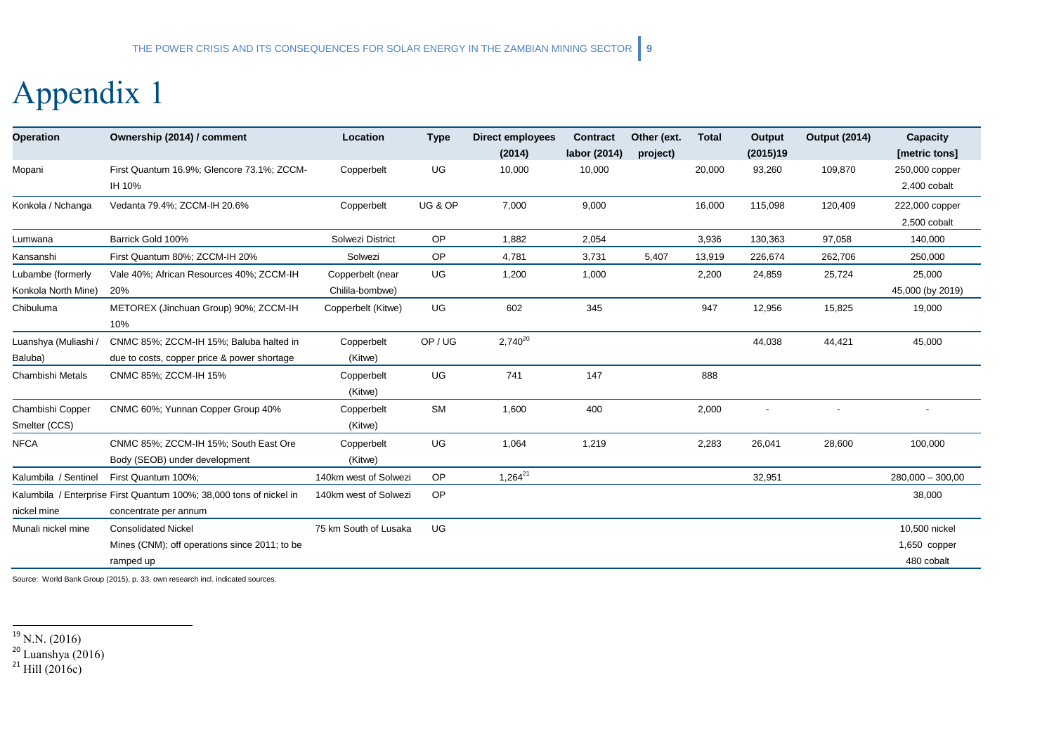# Appendix 1

| Operation | Ownership (2014) / comment | Location | Type | Direct employees (2014) | Contract labor (2014) | Other (ext. project) | Total | Output (2015)19 | Output (2014) | Capacity [metric tons] |
|---|---|---|---|---|---|---|---|---|---|---|
| Mopani | First Quantum 16.9%; Glencore 73.1%; ZCCM-IH 10% | Copperbelt | UG | 10,000 | 10,000 | | 20,000 | 93,260 | 109,870 | 250,000 copper 2,400 cobalt |
| Konkola / Nchanga | Vedanta 79.4%; ZCCM-IH 20.6% | Copperbelt | UG & OP | 7,000 | 9,000 | | 16,000 | 115,098 | 120,409 | 222,000 copper 2,500 cobalt |
| Lumwana | Barrick Gold 100% | Solwezi District | OP | 1,882 | 2,054 | | 3,936 | 130,363 | 97,058 | 140,000 |
| Kansanshi | First Quantum 80%; ZCCM-IH 20% | Solwezi | OP | 4,781 | 3,731 | 5,407 | 13,919 | 226,674 | 262,706 | 250,000 |
| Lubambe (formerly Konkola North Mine) | Vale 40%; African Resources 40%; ZCCM-IH 20% | Copperbelt (near Chilila-bombwe) | UG | 1,200 | 1,000 | | 2,200 | 24,859 | 25,724 | 25,000 45,000 (by 2019) |
| Chibuluma | METOREX (Jinchuan Group) 90%; ZCCM-IH 10% | Copperbelt (Kitwe) | UG | 602 | 345 | | 947 | 12,956 | 15,825 | 19,000 |
| Luanshya (Muliashi / Baluba) | CNMC 85%; ZCCM-IH 15%; Baluba halted in due to costs, copper price & power shortage | Copperbelt (Kitwe) | OP / UG | 2,740[20] | | | | 44,038 | 44,421 | 45,000 |
| Chambishi Metals | CNMC 85%; ZCCM-IH 15% | Copperbelt (Kitwe) | UG | 741 | 147 | | 888 | | | |
| Chambishi Copper Smelter (CCS) | CNMC 60%; Yunnan Copper Group 40% | Copperbelt (Kitwe) | SM | 1,600 | 400 | | 2,000 | - | - | - |
| NFCA | CNMC 85%; ZCCM-IH 15%; South East Ore Body (SEOB) under development | Copperbelt (Kitwe) | UG | 1,064 | 1,219 | | 2,283 | 26,041 | 28,600 | 100,000 |
| Kalumbila / Sentinel | First Quantum 100%; | 140km west of Solwezi | OP | 1,264[21] | | | | 32,951 | | 280,000 – 300,00 |
| Kalumbila / Enterprise nickel mine | First Quantum 100%; 38,000 tons of nickel in concentrate per annum | 140km west of Solwezi | OP | | | | | | | 38,000 |
| Munali nickel mine | Consolidated Nickel Mines (CNM); off operations since 2011; to be ramped up | 75 km South of Lusaka | UG | | | | | | | 10,500 nickel 1,650 copper 480 cobalt |

Source: World Bank Group (2015), p. 33, own research incl. indicated sources.

[19] N.N. (2016)
[20] Luanshya (2016)
[21] Hill (2016c)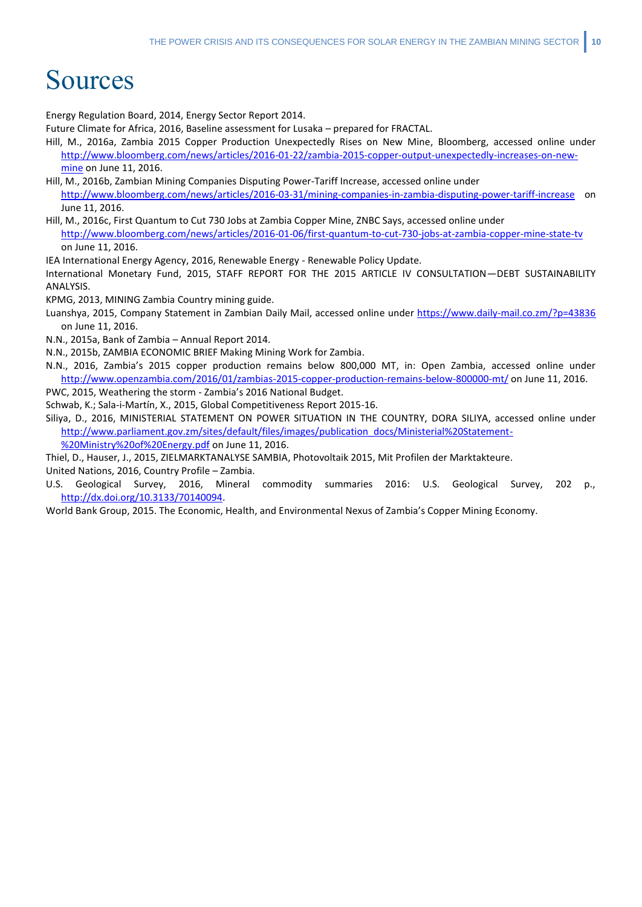# Sources

Energy Regulation Board, 2014, Energy Sector Report 2014.

Future Climate for Africa, 2016, Baseline assessment for Lusaka – prepared for FRACTAL.

Hill, M., 2016a, Zambia 2015 Copper Production Unexpectedly Rises on New Mine, Bloomberg, accessed online under http://www.bloomberg.com/news/articles/2016-01-22/zambia-2015-copper-output-unexpectedly-increases-on-new-mine on June 11, 2016.

Hill, M., 2016b, Zambian Mining Companies Disputing Power-Tariff Increase, accessed online under http://www.bloomberg.com/news/articles/2016-03-31/mining-companies-in-zambia-disputing-power-tariff-increase on June 11, 2016.

Hill, M., 2016c, First Quantum to Cut 730 Jobs at Zambia Copper Mine, ZNBC Says, accessed online under http://www.bloomberg.com/news/articles/2016-01-06/first-quantum-to-cut-730-jobs-at-zambia-copper-mine-state-tv on June 11, 2016.

IEA International Energy Agency, 2016, Renewable Energy - Renewable Policy Update.

International Monetary Fund, 2015, STAFF REPORT FOR THE 2015 ARTICLE IV CONSULTATION—DEBT SUSTAINABILITY ANALYSIS.

KPMG, 2013, MINING Zambia Country mining guide.

Luanshya, 2015, Company Statement in Zambian Daily Mail, accessed online under https://www.daily-mail.co.zm/?p=43836 on June 11, 2016.

N.N., 2015a, Bank of Zambia – Annual Report 2014.

N.N., 2015b, ZAMBIA ECONOMIC BRIEF Making Mining Work for Zambia.

N.N., 2016, Zambia's 2015 copper production remains below 800,000 MT, in: Open Zambia, accessed online under http://www.openzambia.com/2016/01/zambias-2015-copper-production-remains-below-800000-mt/ on June 11, 2016.

PWC, 2015, Weathering the storm - Zambia's 2016 National Budget.

Schwab, K.; Sala-i-Martín, X., 2015, Global Competitiveness Report 2015-16.

Siliya, D., 2016, MINISTERIAL STATEMENT ON POWER SITUATION IN THE COUNTRY, DORA SILIYA, accessed online under http://www.parliament.gov.zm/sites/default/files/images/publication_docs/Ministerial%20Statement-%20Ministry%20of%20Energy.pdf on June 11, 2016.

Thiel, D., Hauser, J., 2015, ZIELMARKTANALYSE SAMBIA, Photovoltaik 2015, Mit Profilen der Marktakteure.

United Nations, 2016, Country Profile – Zambia.

U.S. Geological Survey, 2016, Mineral commodity summaries 2016: U.S. Geological Survey, 202 p., http://dx.doi.org/10.3133/70140094.

World Bank Group, 2015. The Economic, Health, and Environmental Nexus of Zambia's Copper Mining Economy.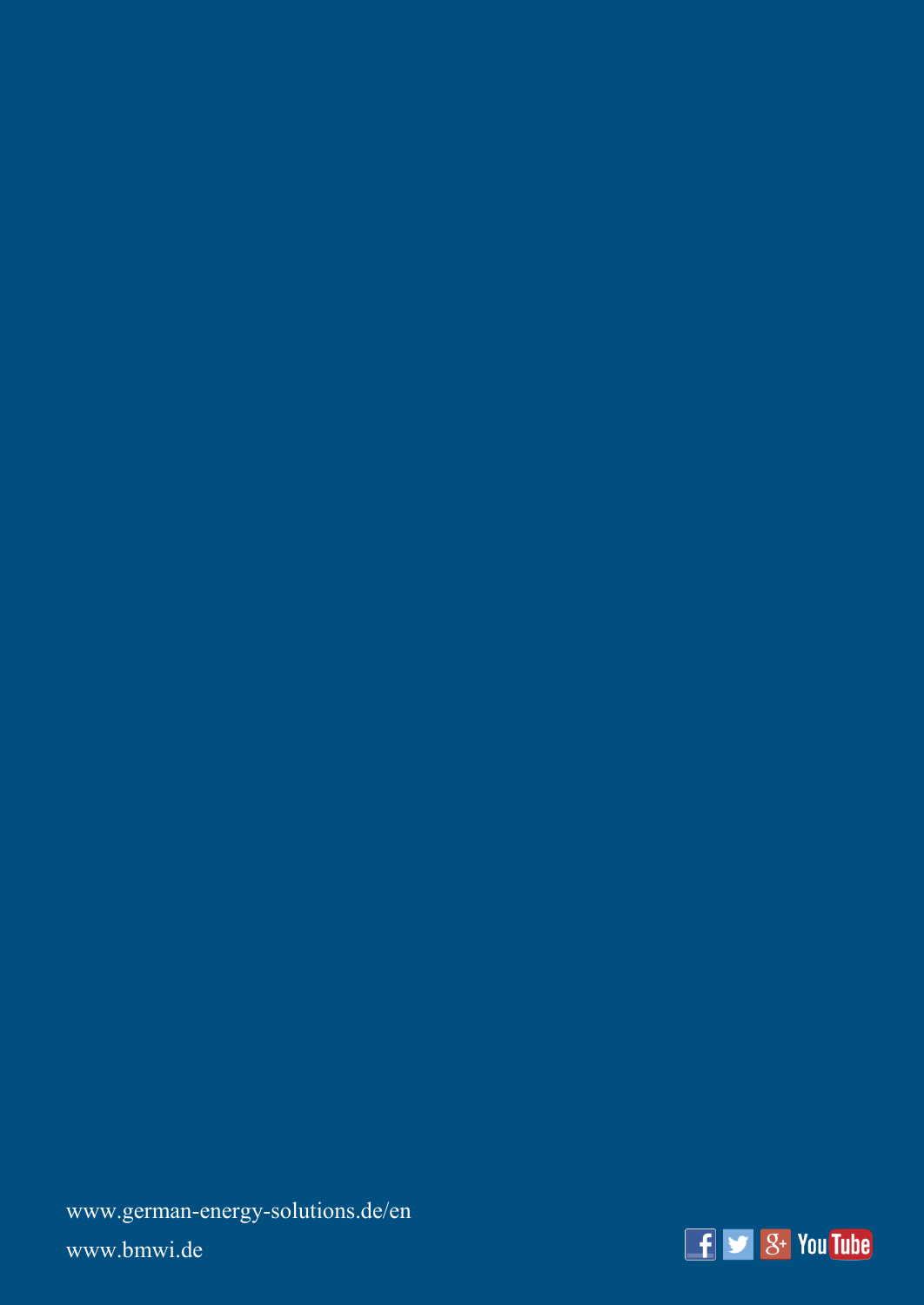www.german-energy-solutions.de/en

www.bmwi.de